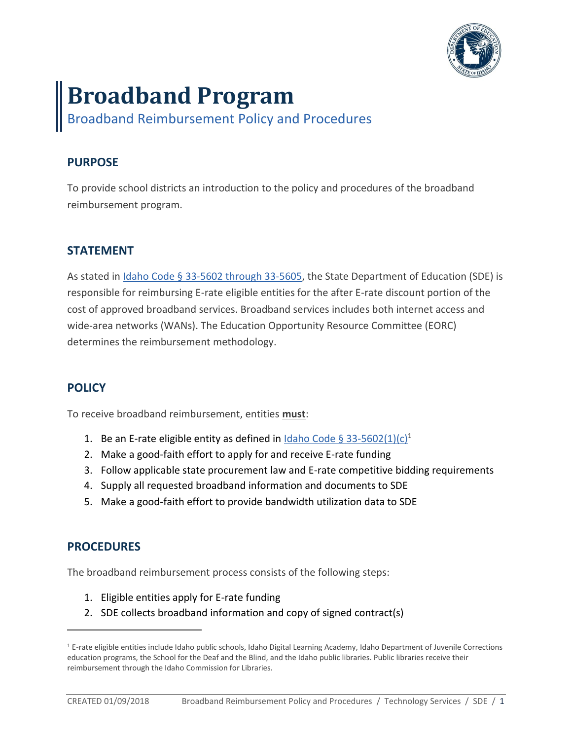# Broadband Program

## Broadband Reimbursement Policy and Procedures

### PURPOSE

To provide school districts an introduction to the policy and procedures of the broadband reimbursement program.

### STATEMENT

As stated in Idaho Code § 33-5602 through 33-5605, the State Department of Education (SDE) is responsible for reimbursing E-rate eligible entities for the after E-rate discount portion of the cost of approved broadband services. Broadband services includes both internet access and wide-area networks (WANs). The Education Opportunity Resource Committee (EORC) determines the reimbursement methodology.

### POLICY

To receive broadband reimbursement, entities **must**:

1. Be an E-rate eligible entity as defined in Idaho Code § 33-5602(1)(c)[1]
2. Make a good-faith effort to apply for and receive E-rate funding
3. Follow applicable state procurement law and E-rate competitive bidding requirements
4. Supply all requested broadband information and documents to SDE
5. Make a good-faith effort to provide bandwidth utilization data to SDE

### PROCEDURES

The broadband reimbursement process consists of the following steps:

1. Eligible entities apply for E-rate funding
2. SDE collects broadband information and copy of signed contract(s)

---

[1] E-rate eligible entities include Idaho public schools, Idaho Digital Learning Academy, Idaho Department of Juvenile Corrections education programs, the School for the Deaf and the Blind, and the Idaho public libraries. Public libraries receive their reimbursement through the Idaho Commission for Libraries.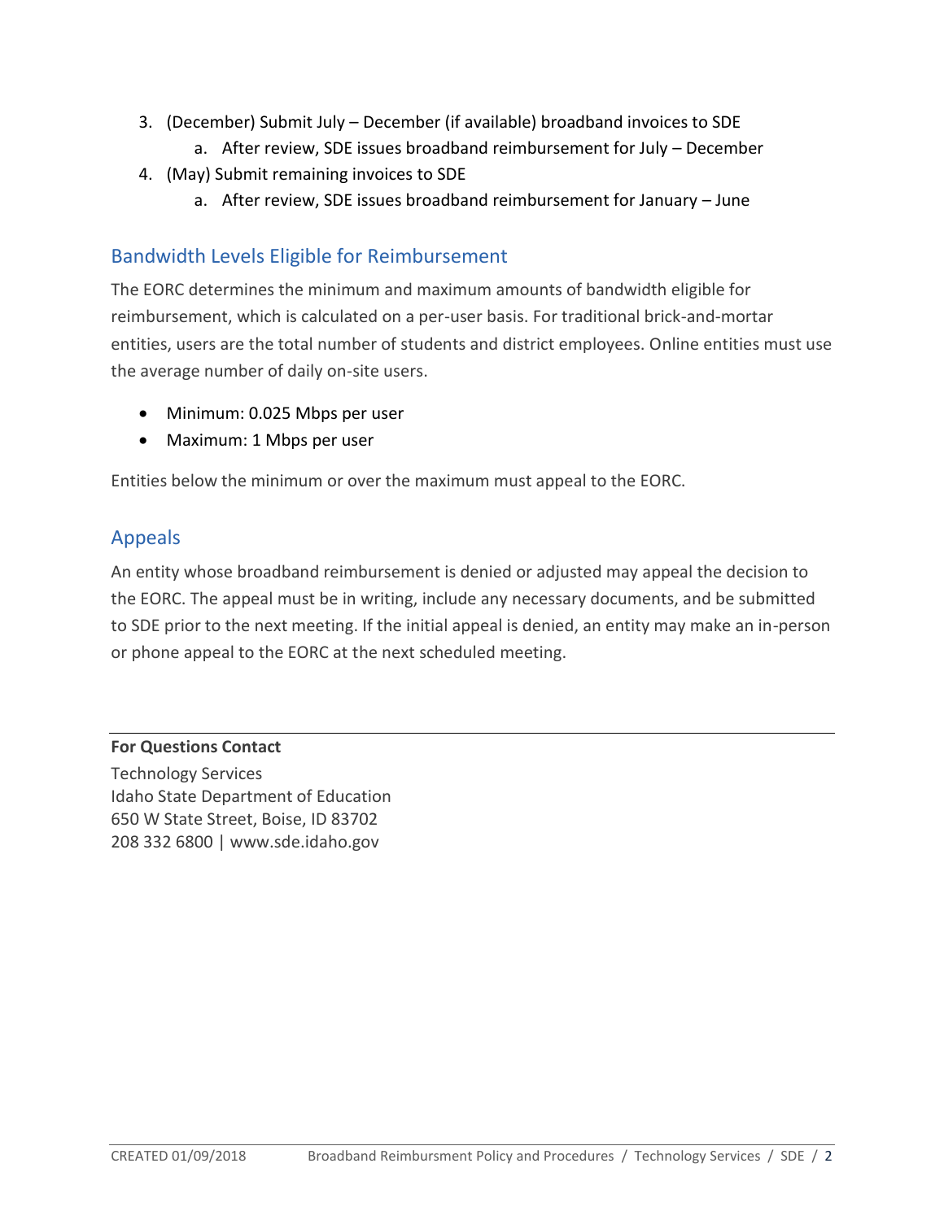3. (December) Submit July – December (if available) broadband invoices to SDE
    a. After review, SDE issues broadband reimbursement for July – December
4. (May) Submit remaining invoices to SDE
    a. After review, SDE issues broadband reimbursement for January – June

## Bandwidth Levels Eligible for Reimbursement

The EORC determines the minimum and maximum amounts of bandwidth eligible for reimbursement, which is calculated on a per-user basis. For traditional brick-and-mortar entities, users are the total number of students and district employees. Online entities must use the average number of daily on-site users.

- Minimum: 0.025 Mbps per user
- Maximum: 1 Mbps per user

Entities below the minimum or over the maximum must appeal to the EORC.

## Appeals

An entity whose broadband reimbursement is denied or adjusted may appeal the decision to the EORC. The appeal must be in writing, include any necessary documents, and be submitted to SDE prior to the next meeting. If the initial appeal is denied, an entity may make an in-person or phone appeal to the EORC at the next scheduled meeting.

---

**For Questions Contact**

Technology Services
Idaho State Department of Education
650 W State Street, Boise, ID 83702
208 332 6800 | www.sde.idaho.gov